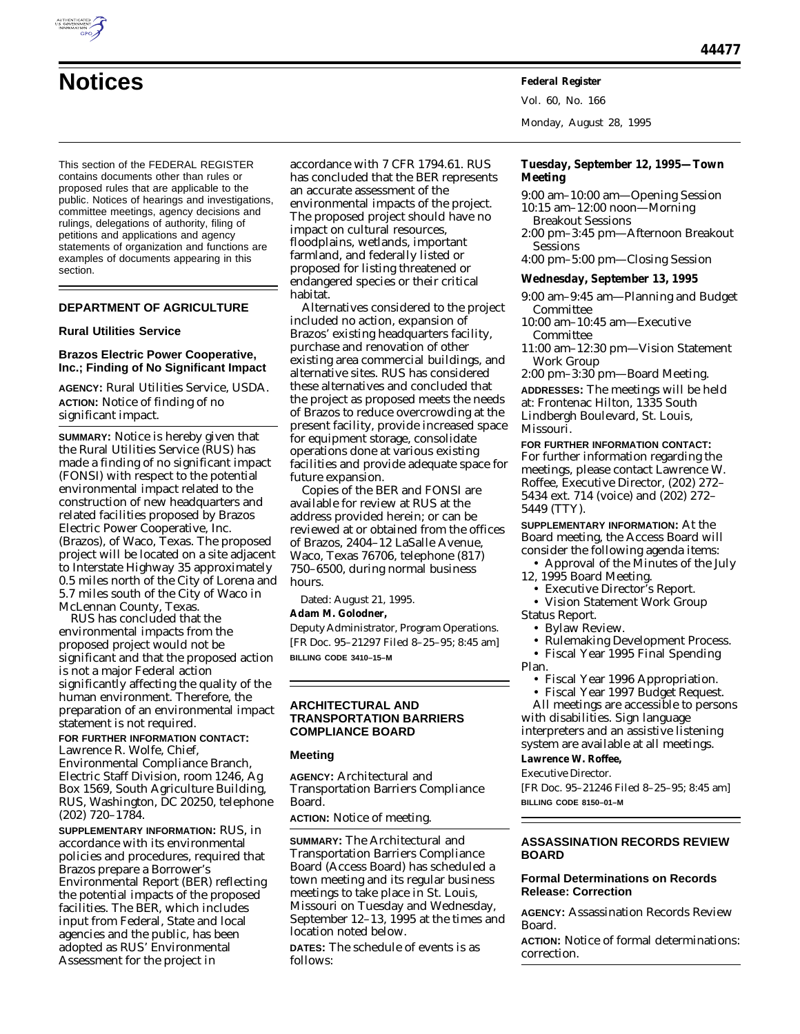# Notices

This section of the FEDERAL REGISTER contains documents other than rules or proposed rules that are applicable to the public. Notices of hearings and investigations, committee meetings, agency decisions and rulings, delegations of authority, filing of petitions and applications and agency statements of organization and functions are examples of documents appearing in this section.

## DEPARTMENT OF AGRICULTURE

### Rural Utilities Service

### Brazos Electric Power Cooperative, Inc.; Finding of No Significant Impact

**AGENCY:** Rural Utilities Service, USDA.

**ACTION:** Notice of finding of no significant impact.

**SUMMARY:** Notice is hereby given that the Rural Utilities Service (RUS) has made a finding of no significant impact (FONSI) with respect to the potential environmental impact related to the construction of new headquarters and related facilities proposed by Brazos Electric Power Cooperative, Inc. (Brazos), of Waco, Texas. The proposed project will be located on a site adjacent to Interstate Highway 35 approximately 0.5 miles north of the City of Lorena and 5.7 miles south of the City of Waco in McLennan County, Texas.

RUS has concluded that the environmental impacts from the proposed project would not be significant and that the proposed action is not a major Federal action significantly affecting the quality of the human environment. Therefore, the preparation of an environmental impact statement is not required.

**FOR FURTHER INFORMATION CONTACT:** Lawrence R. Wolfe, Chief, Environmental Compliance Branch, Electric Staff Division, room 1246, Ag Box 1569, South Agriculture Building, RUS, Washington, DC 20250, telephone (202) 720–1784.

**SUPPLEMENTARY INFORMATION:** RUS, in accordance with its environmental policies and procedures, required that Brazos prepare a Borrower's Environmental Report (BER) reflecting the potential impacts of the proposed facilities. The BER, which includes input from Federal, State and local agencies and the public, has been adopted as RUS' Environmental Assessment for the project in accordance with 7 CFR 1794.61. RUS has concluded that the BER represents an accurate assessment of the environmental impacts of the project. The proposed project should have no impact on cultural resources, floodplains, wetlands, important farmland, and federally listed or proposed for listing threatened or endangered species or their critical habitat.

Alternatives considered to the project included no action, expansion of Brazos' existing headquarters facility, purchase and renovation of other existing area commercial buildings, and alternative sites. RUS has considered these alternatives and concluded that the project as proposed meets the needs of Brazos to reduce overcrowding at the present facility, provide increased space for equipment storage, consolidate operations done at various existing facilities and provide adequate space for future expansion.

Copies of the BER and FONSI are available for review at RUS at the address provided herein; or can be reviewed at or obtained from the offices of Brazos, 2404–12 LaSalle Avenue, Waco, Texas 76706, telephone (817) 750–6500, during normal business hours.

Dated: August 21, 1995.

**Adam M. Golodner,**

*Deputy Administrator, Program Operations.*

[FR Doc. 95–21297 Filed 8–25–95; 8:45 am]

**BILLING CODE 3410–15–M**

## ARCHITECTURAL AND TRANSPORTATION BARRIERS COMPLIANCE BOARD

### Meeting

**AGENCY:** Architectural and Transportation Barriers Compliance Board.

**ACTION:** Notice of meeting.

**SUMMARY:** The Architectural and Transportation Barriers Compliance Board (Access Board) has scheduled a town meeting and its regular business meetings to take place in St. Louis, Missouri on Tuesday and Wednesday, September 12–13, 1995 at the times and location noted below.

**DATES:** The schedule of events is as follows:

**Tuesday, September 12, 1995—Town Meeting**

9:00 am–10:00 am—Opening Session
10:15 am–12:00 noon—Morning Breakout Sessions
2:00 pm–3:45 pm—Afternoon Breakout Sessions
4:00 pm–5:00 pm—Closing Session

**Wednesday, September 13, 1995**

9:00 am–9:45 am—Planning and Budget Committee
10:00 am–10:45 am—Executive Committee
11:00 am–12:30 pm—Vision Statement Work Group
2:00 pm–3:30 pm—Board Meeting.

**ADDRESSES:** The meetings will be held at: Frontenac Hilton, 1335 South Lindbergh Boulevard, St. Louis, Missouri.

**FOR FURTHER INFORMATION CONTACT:** For further information regarding the meetings, please contact Lawrence W. Roffee, Executive Director, (202) 272–5434 ext. 714 (voice) and (202) 272–5449 (TTY).

**SUPPLEMENTARY INFORMATION:** At the Board meeting, the Access Board will consider the following agenda items:

- Approval of the Minutes of the July 12, 1995 Board Meeting.
- Executive Director's Report.
- Vision Statement Work Group Status Report.
- Bylaw Review.
- Rulemaking Development Process.
- Fiscal Year 1995 Final Spending Plan.
- Fiscal Year 1996 Appropriation.
- Fiscal Year 1997 Budget Request.

All meetings are accessible to persons with disabilities. Sign language interpreters and an assistive listening system are available at all meetings.

**Lawrence W. Roffee,**

*Executive Director.*

[FR Doc. 95–21246 Filed 8–25–95; 8:45 am]

**BILLING CODE 8150–01–M**

## ASSASSINATION RECORDS REVIEW BOARD

### Formal Determinations on Records Release: Correction

**AGENCY:** Assassination Records Review Board.

**ACTION:** Notice of formal determinations: correction.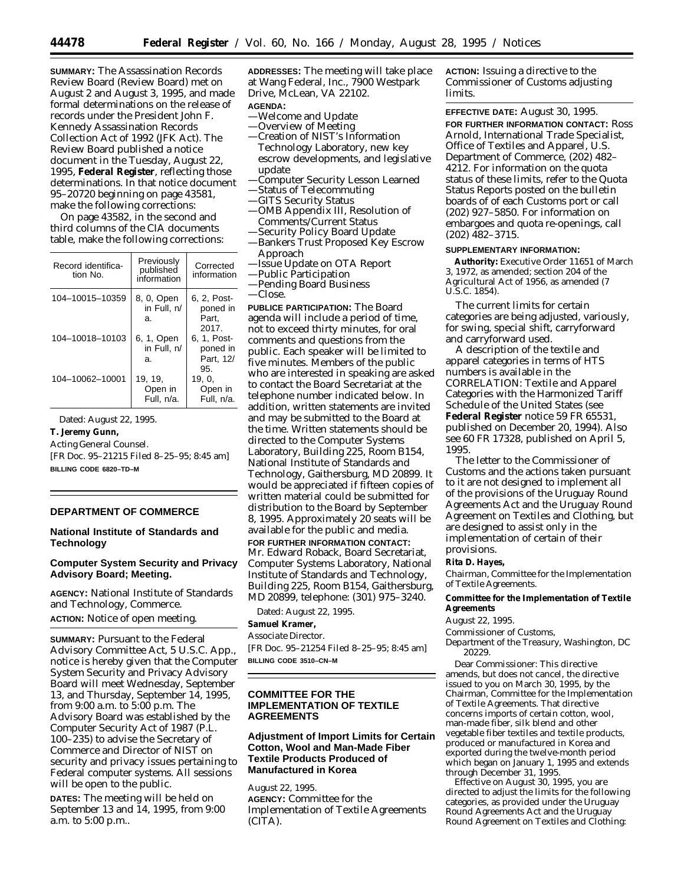**SUMMARY:** The Assassination Records Review Board (Review Board) met on August 2 and August 3, 1995, and made formal determinations on the release of records under the President John F. Kennedy Assassination Records Collection Act of 1992 (JFK Act). The Review Board published a notice document in the Tuesday, August 22, 1995, **Federal Register**, reflecting those determinations. In that notice document 95–20720 beginning on page 43581, make the following corrections:

On page 43582, in the second and third columns of the CIA documents table, make the following corrections:

| Record identification No. | Previously published information | Corrected information |
|---|---|---|
| 104–10015–10359 | 8, 0, Open in Full, n/a. | 6, 2, Postponed in Part, 2017. |
| 104–10018–10103 | 6, 1, Open in Full, n/a. | 6, 1, Postponed in Part, 12/95. |
| 104–10062–10001 | 19, 19, Open in Full, n/a. | 19, 0, Open in Full, n/a. |

Dated: August 22, 1995.

**T. Jeremy Gunn,**

*Acting General Counsel.*

[FR Doc. 95–21215 Filed 8–25–95; 8:45 am]

**BILLING CODE 6820–TD–M**

## DEPARTMENT OF COMMERCE

### National Institute of Standards and Technology

### Computer System Security and Privacy Advisory Board; Meeting.

**AGENCY:** National Institute of Standards and Technology, Commerce.

**ACTION:** Notice of open meeting.

**SUMMARY:** Pursuant to the Federal Advisory Committee Act, 5 U.S.C. App., notice is hereby given that the Computer System Security and Privacy Advisory Board will meet Wednesday, September 13, and Thursday, September 14, 1995, from 9:00 a.m. to 5:00 p.m. The Advisory Board was established by the Computer Security Act of 1987 (P.L. 100–235) to advise the Secretary of Commerce and Director of NIST on security and privacy issues pertaining to Federal computer systems. All sessions will be open to the public.

**DATES:** The meeting will be held on September 13 and 14, 1995, from 9:00 a.m. to 5:00 p.m..

**ADDRESSES:** The meeting will take place at Wang Federal, Inc., 7900 Westpark Drive, McLean, VA 22102.

**AGENDA:**

—Welcome and Update
—Overview of Meeting
—Creation of NIST's Information Technology Laboratory, new key escrow developments, and legislative update
—Computer Security Lesson Learned
—Status of Telecommuting
—GITS Security Status
—OMB Appendix III, Resolution of Comments/Current Status
—Security Policy Board Update
—Bankers Trust Proposed Key Escrow Approach
—Issue Update on OTA Report
—Public Participation
—Pending Board Business
—Close.

**PUBLICE PARTICIPATION:** The Board agenda will include a period of time, not to exceed thirty minutes, for oral comments and questions from the public. Each speaker will be limited to five minutes. Members of the public who are interested in speaking are asked to contact the Board Secretariat at the telephone number indicated below. In addition, written statements are invited and may be submitted to the Board at the time. Written statements should be directed to the Computer Systems Laboratory, Building 225, Room B154, National Institute of Standards and Technology, Gaithersburg, MD 20899. It would be appreciated if fifteen copies of written material could be submitted for distribution to the Board by September 8, 1995. Approximately 20 seats will be available for the public and media.

**FOR FURTHER INFORMATION CONTACT:** Mr. Edward Roback, Board Secretariat, Computer Systems Laboratory, National Institute of Standards and Technology, Building 225, Room B154, Gaithersburg, MD 20899, telephone: (301) 975–3240.

Dated: August 22, 1995.

**Samuel Kramer,**

*Associate Director.*

[FR Doc. 95–21254 Filed 8–25–95; 8:45 am]

**BILLING CODE 3510–CN–M**

## COMMITTEE FOR THE IMPLEMENTATION OF TEXTILE AGREEMENTS

### Adjustment of Import Limits for Certain Cotton, Wool and Man-Made Fiber Textile Products Produced of Manufactured in Korea

August 22, 1995.

**AGENCY:** Committee for the Implementation of Textile Agreements (CITA).

**ACTION:** Issuing a directive to the Commissioner of Customs adjusting limits.

**EFFECTIVE DATE:** August 30, 1995.

**FOR FURTHER INFORMATION CONTACT:** Ross Arnold, International Trade Specialist, Office of Textiles and Apparel, U.S. Department of Commerce, (202) 482–4212. For information on the quota status of these limits, refer to the Quota Status Reports posted on the bulletin boards of of each Customs port or call (202) 927–5850. For information on embargoes and quota re-openings, call (202) 482–3715.

**SUPPLEMENTARY INFORMATION:**

**Authority:** Executive Order 11651 of March 3, 1972, as amended; section 204 of the Agricultural Act of 1956, as amended (7 U.S.C. 1854).

The current limits for certain categories are being adjusted, variously, for swing, special shift, carryforward and carryforward used.

A description of the textile and apparel categories in terms of HTS numbers is available in the CORRELATION: Textile and Apparel Categories with the Harmonized Tariff Schedule of the United States (see **Federal Register** notice 59 FR 65531, published on December 20, 1994). Also see 60 FR 17328, published on April 5, 1995.

The letter to the Commissioner of Customs and the actions taken pursuant to it are not designed to implement all of the provisions of the Uruguay Round Agreements Act and the Uruguay Round Agreement on Textiles and Clothing, but are designed to assist only in the implementation of certain of their provisions.

**Rita D. Hayes,**

*Chairman, Committee for the Implementation of Textile Agreements.*

**Committee for the Implementation of Textile Agreements**

August 22, 1995.

Commissioner of Customs,

*Department of the Treasury, Washington, DC 20229.*

Dear Commissioner: This directive amends, but does not cancel, the directive issued to you on March 30, 1995, by the Chairman, Committee for the Implementation of Textile Agreements. That directive concerns imports of certain cotton, wool, man-made fiber, silk blend and other vegetable fiber textiles and textile products, produced or manufactured in Korea and exported during the twelve-month period which began on January 1, 1995 and extends through December 31, 1995.

Effective on August 30, 1995, you are directed to adjust the limits for the following categories, as provided under the Uruguay Round Agreements Act and the Uruguay Round Agreement on Textiles and Clothing: